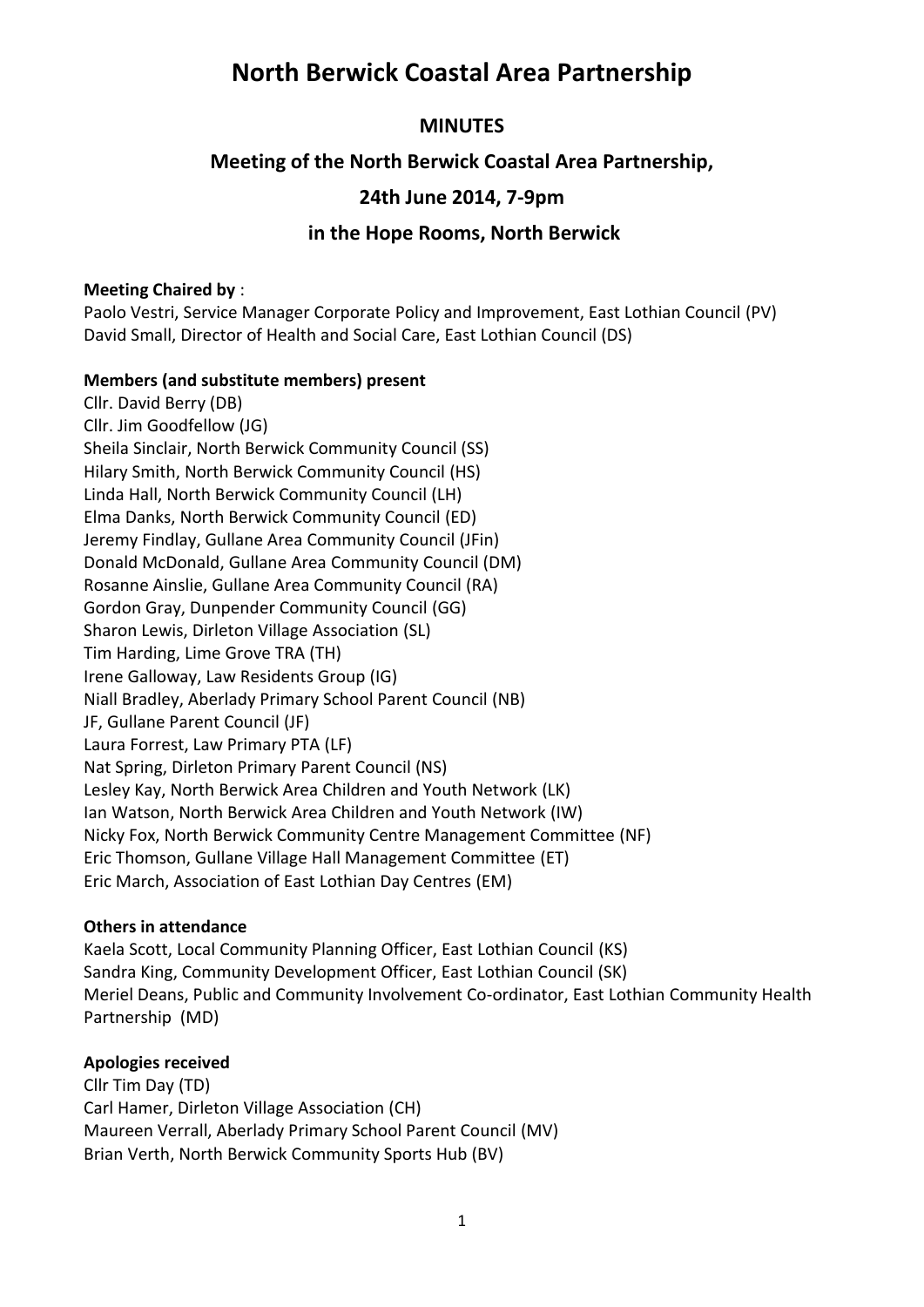# North Berwick Coastal Area Partnership

## MINUTES

## Meeting of the North Berwick Coastal Area Partnership,

## 24th June 2014, 7-9pm

## in the Hope Rooms, North Berwick

**Meeting Chaired by** :
Paolo Vestri, Service Manager Corporate Policy and Improvement, East Lothian Council (PV)
David Small, Director of Health and Social Care, East Lothian Council (DS)

**Members (and substitute members) present**
Cllr. David Berry (DB)
Cllr. Jim Goodfellow (JG)
Sheila Sinclair, North Berwick Community Council (SS)
Hilary Smith, North Berwick Community Council (HS)
Linda Hall, North Berwick Community Council (LH)
Elma Danks, North Berwick Community Council (ED)
Jeremy Findlay, Gullane Area Community Council (JFin)
Donald McDonald, Gullane Area Community Council (DM)
Rosanne Ainslie, Gullane Area Community Council (RA)
Gordon Gray, Dunpender Community Council (GG)
Sharon Lewis, Dirleton Village Association (SL)
Tim Harding, Lime Grove TRA (TH)
Irene Galloway, Law Residents Group (IG)
Niall Bradley, Aberlady Primary School Parent Council (NB)
JF, Gullane Parent Council (JF)
Laura Forrest, Law Primary PTA (LF)
Nat Spring, Dirleton Primary Parent Council (NS)
Lesley Kay, North Berwick Area Children and Youth Network (LK)
Ian Watson, North Berwick Area Children and Youth Network (IW)
Nicky Fox, North Berwick Community Centre Management Committee (NF)
Eric Thomson, Gullane Village Hall Management Committee (ET)
Eric March, Association of East Lothian Day Centres (EM)

**Others in attendance**
Kaela Scott, Local Community Planning Officer, East Lothian Council (KS)
Sandra King, Community Development Officer, East Lothian Council (SK)
Meriel Deans, Public and Community Involvement Co-ordinator, East Lothian Community Health Partnership (MD)

**Apologies received**
Cllr Tim Day (TD)
Carl Hamer, Dirleton Village Association (CH)
Maureen Verrall, Aberlady Primary School Parent Council (MV)
Brian Verth, North Berwick Community Sports Hub (BV)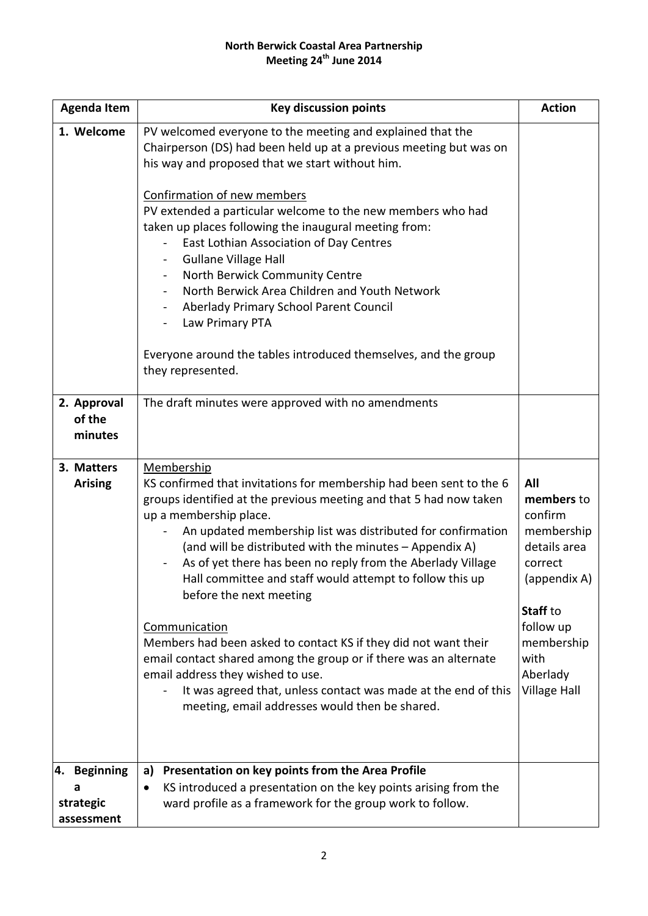**North Berwick Coastal Area Partnership**
**Meeting 24th June 2014**

| Agenda Item | Key discussion points | Action |
|---|---|---|
| 1. Welcome | PV welcomed everyone to the meeting and explained that the Chairperson (DS) had been held up at a previous meeting but was on his way and proposed that we start without him.<br><br><u>Confirmation of new members</u><br>PV extended a particular welcome to the new members who had taken up places following the inaugural meeting from:<br>- East Lothian Association of Day Centres<br>- Gullane Village Hall<br>- North Berwick Community Centre<br>- North Berwick Area Children and Youth Network<br>- Aberlady Primary School Parent Council<br>- Law Primary PTA<br><br>Everyone around the tables introduced themselves, and the group they represented. | |
| 2. Approval of the minutes | The draft minutes were approved with no amendments | |
| 3. Matters Arising | <u>Membership</u><br>KS confirmed that invitations for membership had been sent to the 6 groups identified at the previous meeting and that 5 had now taken up a membership place.<br>- An updated membership list was distributed for confirmation (and will be distributed with the minutes – Appendix A)<br>- As of yet there has been no reply from the Aberlady Village Hall committee and staff would attempt to follow this up before the next meeting<br><br><u>Communication</u><br>Members had been asked to contact KS if they did not want their email contact shared among the group or if there was an alternate email address they wished to use.<br>- It was agreed that, unless contact was made at the end of this meeting, email addresses would then be shared. | **All members** to confirm membership details area correct (appendix A)<br><br>**Staff** to follow up membership with Aberlady Village Hall |
| 4. Beginning a strategic assessment | **a) Presentation on key points from the Area Profile**<br>• KS introduced a presentation on the key points arising from the ward profile as a framework for the group work to follow. | |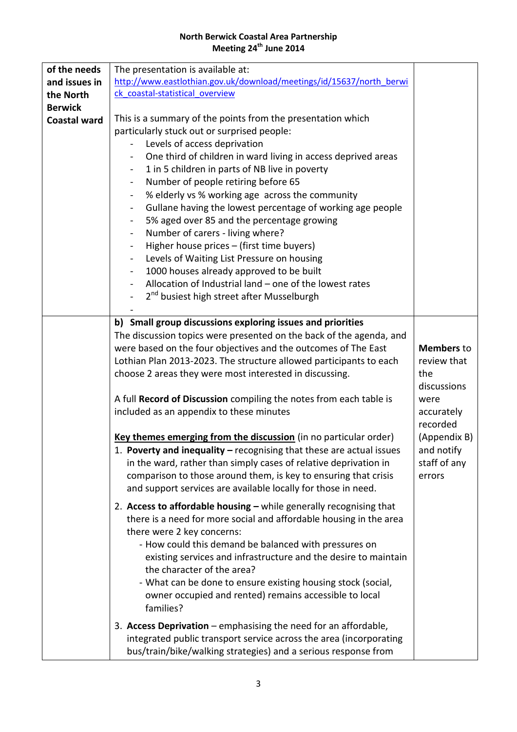| of the needs and issues in the North Berwick Coastal ward | The presentation is available at: [http://www.eastlothian.gov.uk/download/meetings/id/15637/north_berwick_coastal-statistical_overview](http://www.eastlothian.gov.uk/download/meetings/id/15637/north_berwick_coastal-statistical_overview)<br><br>This is a summary of the points from the presentation which particularly stuck out or surprised people:<br>- Levels of access deprivation<br>- One third of children in ward living in access deprived areas<br>- 1 in 5 children in parts of NB live in poverty<br>- Number of people retiring before 65<br>- % elderly vs % working age across the community<br>- Gullane having the lowest percentage of working age people<br>- 5% aged over 85 and the percentage growing<br>- Number of carers - living where?<br>- Higher house prices – (first time buyers)<br>- Levels of Waiting List Pressure on housing<br>- 1000 houses already approved to be built<br>- Allocation of Industrial land – one of the lowest rates<br>- 2nd busiest high street after Musselburgh<br>- | |
|---|---|---|
| | **b) Small group discussions exploring issues and priorities**<br>The discussion topics were presented on the back of the agenda, and were based on the four objectives and the outcomes of The East Lothian Plan 2013-2023. The structure allowed participants to each choose 2 areas they were most interested in discussing.<br><br>A full **Record of Discussion** compiling the notes from each table is included as an appendix to these minutes<br><br>**<u>Key themes emerging from the discussion</u>** (in no particular order)<br>1. **Poverty and inequality –** recognising that these are actual issues in the ward, rather than simply cases of relative deprivation in comparison to those around them, is key to ensuring that crisis and support services are available locally for those in need.<br><br>2. **Access to affordable housing –** while generally recognising that there is a need for more social and affordable housing in the area there were 2 key concerns:<br>- How could this demand be balanced with pressures on existing services and infrastructure and the desire to maintain the character of the area?<br>- What can be done to ensure existing housing stock (social, owner occupied and rented) remains accessible to local families?<br><br>3. **Access Deprivation** – emphasising the need for an affordable, integrated public transport service across the area (incorporating bus/train/bike/walking strategies) and a serious response from | **Members** to review that the discussions were accurately recorded (Appendix B) and notify staff of any errors |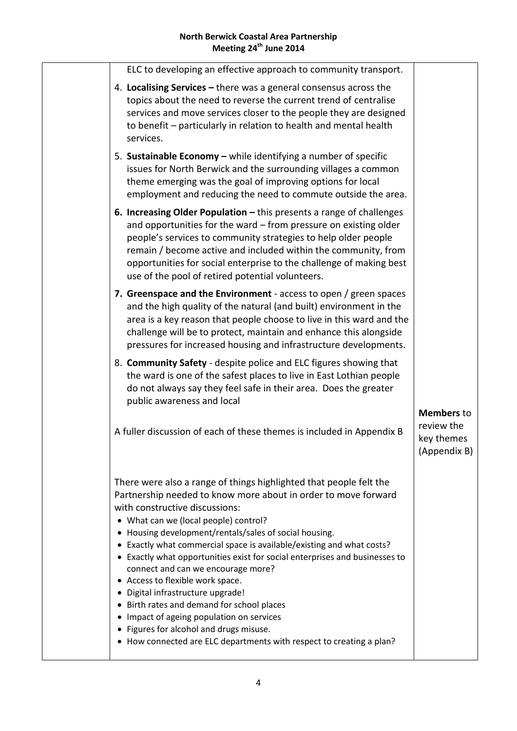| | | |
|---|---|---|
| | ELC to developing an effective approach to community transport.<br><br>4. **Localising Services –** there was a general consensus across the topics about the need to reverse the current trend of centralise services and move services closer to the people they are designed to benefit – particularly in relation to health and mental health services.<br><br>5. **Sustainable Economy –** while identifying a number of specific issues for North Berwick and the surrounding villages a common theme emerging was the goal of improving options for local employment and reducing the need to commute outside the area.<br><br>**6. Increasing Older Population –** this presents a range of challenges and opportunities for the ward – from pressure on existing older people's services to community strategies to help older people remain / become active and included within the community, from opportunities for social enterprise to the challenge of making best use of the pool of retired potential volunteers.<br><br>**7. Greenspace and the Environment** - access to open / green spaces and the high quality of the natural (and built) environment in the area is a key reason that people choose to live in this ward and the challenge will be to protect, maintain and enhance this alongside pressures for increased housing and infrastructure developments.<br><br>8. **Community Safety** - despite police and ELC figures showing that the ward is one of the safest places to live in East Lothian people do not always say they feel safe in their area. Does the greater public awareness and local<br><br>A fuller discussion of each of these themes is included in Appendix B | **Members** to review the key themes (Appendix B) |
| | There were also a range of things highlighted that people felt the Partnership needed to know more about in order to move forward with constructive discussions:<br>• What can we (local people) control?<br>• Housing development/rentals/sales of social housing.<br>• Exactly what commercial space is available/existing and what costs?<br>• Exactly what opportunities exist for social enterprises and businesses to connect and can we encourage more?<br>• Access to flexible work space.<br>• Digital infrastructure upgrade!<br>• Birth rates and demand for school places<br>• Impact of ageing population on services<br>• Figures for alcohol and drugs misuse.<br>• How connected are ELC departments with respect to creating a plan? | |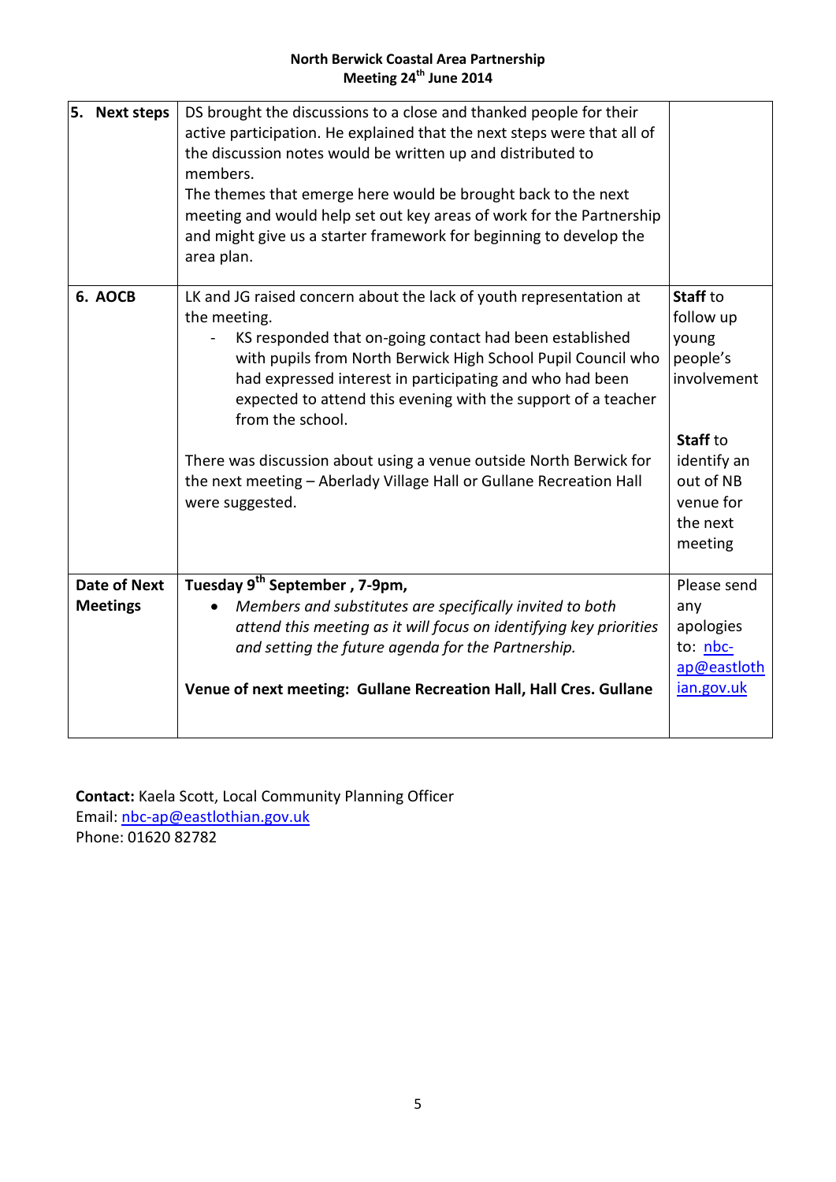**North Berwick Coastal Area Partnership**
**Meeting 24th June 2014**

| | | |
|---|---|---|
| **5. Next steps** | DS brought the discussions to a close and thanked people for their active participation. He explained that the next steps were that all of the discussion notes would be written up and distributed to members.<br>The themes that emerge here would be brought back to the next meeting and would help set out key areas of work for the Partnership and might give us a starter framework for beginning to develop the area plan. | |
| **6. AOCB** | LK and JG raised concern about the lack of youth representation at the meeting.<br>- KS responded that on-going contact had been established with pupils from North Berwick High School Pupil Council who had expressed interest in participating and who had been expected to attend this evening with the support of a teacher from the school.<br><br>There was discussion about using a venue outside North Berwick for the next meeting – Aberlady Village Hall or Gullane Recreation Hall were suggested. | **Staff** to follow up young people's involvement<br><br>**Staff** to identify an out of NB venue for the next meeting |
| **Date of Next Meetings** | **Tuesday 9th September , 7-9pm,**<br>• *Members and substitutes are specifically invited to both attend this meeting as it will focus on identifying key priorities and setting the future agenda for the Partnership.*<br><br>**Venue of next meeting: Gullane Recreation Hall, Hall Cres. Gullane** | Please send any apologies to: nbc-ap@eastlothian.gov.uk |

**Contact:** Kaela Scott, Local Community Planning Officer
Email: nbc-ap@eastlothian.gov.uk
Phone: 01620 82782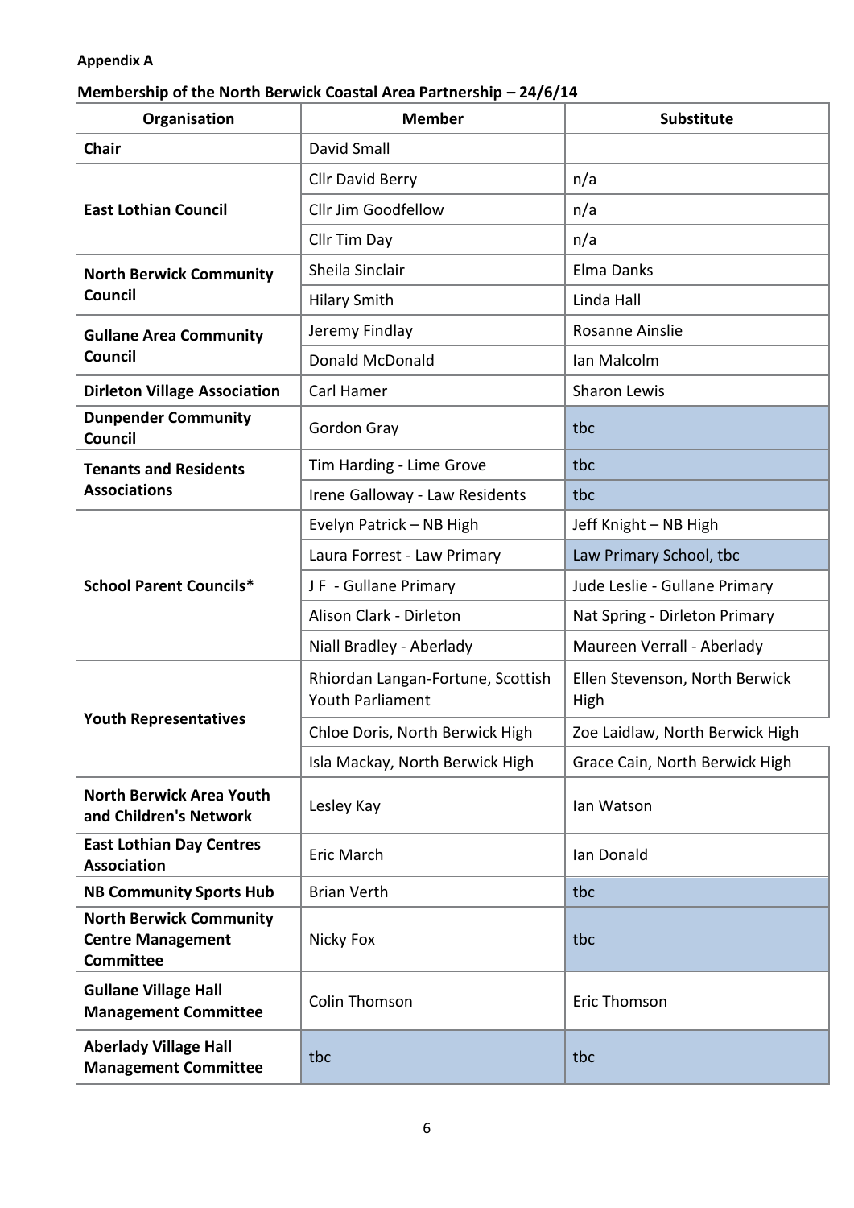**Appendix A**

**Membership of the North Berwick Coastal Area Partnership – 24/6/14**

| Organisation | Member | Substitute |
|---|---|---|
| **Chair** | David Small | |
| **East Lothian Council** | Cllr David Berry | n/a |
| | Cllr Jim Goodfellow | n/a |
| | Cllr Tim Day | n/a |
| **North Berwick Community Council** | Sheila Sinclair | Elma Danks |
| | Hilary Smith | Linda Hall |
| **Gullane Area Community Council** | Jeremy Findlay | Rosanne Ainslie |
| | Donald McDonald | Ian Malcolm |
| **Dirleton Village Association** | Carl Hamer | Sharon Lewis |
| **Dunpender Community Council** | Gordon Gray | tbc |
| **Tenants and Residents Associations** | Tim Harding - Lime Grove | tbc |
| | Irene Galloway - Law Residents | tbc |
| **School Parent Councils*** | Evelyn Patrick – NB High | Jeff Knight – NB High |
| | Laura Forrest - Law Primary | Law Primary School, tbc |
| | J F - Gullane Primary | Jude Leslie - Gullane Primary |
| | Alison Clark - Dirleton | Nat Spring - Dirleton Primary |
| | Niall Bradley - Aberlady | Maureen Verrall - Aberlady |
| **Youth Representatives** | Rhiordan Langan-Fortune, Scottish Youth Parliament | Ellen Stevenson, North Berwick High |
| | Chloe Doris, North Berwick High | Zoe Laidlaw, North Berwick High |
| | Isla Mackay, North Berwick High | Grace Cain, North Berwick High |
| **North Berwick Area Youth and Children's Network** | Lesley Kay | Ian Watson |
| **East Lothian Day Centres Association** | Eric March | Ian Donald |
| **NB Community Sports Hub** | Brian Verth | tbc |
| **North Berwick Community Centre Management Committee** | Nicky Fox | tbc |
| **Gullane Village Hall Management Committee** | Colin Thomson | Eric Thomson |
| **Aberlady Village Hall Management Committee** | tbc | tbc |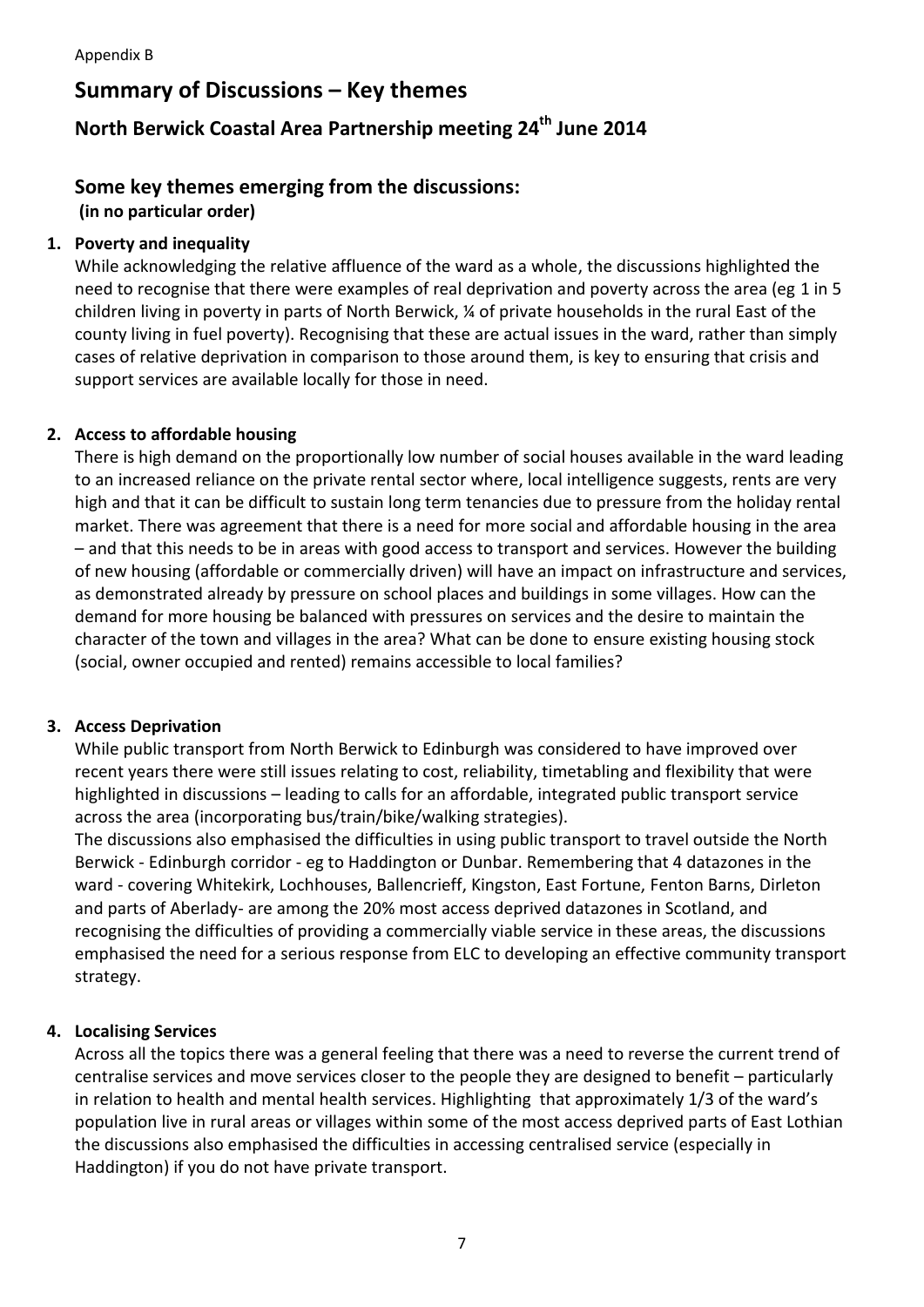Appendix B

# Summary of Discussions – Key themes

## North Berwick Coastal Area Partnership meeting 24th June 2014

## Some key themes emerging from the discussions:

**(in no particular order)**

1. **Poverty and inequality**

   While acknowledging the relative affluence of the ward as a whole, the discussions highlighted the need to recognise that there were examples of real deprivation and poverty across the area (eg 1 in 5 children living in poverty in parts of North Berwick, ¼ of private households in the rural East of the county living in fuel poverty). Recognising that these are actual issues in the ward, rather than simply cases of relative deprivation in comparison to those around them, is key to ensuring that crisis and support services are available locally for those in need.

2. **Access to affordable housing**

   There is high demand on the proportionally low number of social houses available in the ward leading to an increased reliance on the private rental sector where, local intelligence suggests, rents are very high and that it can be difficult to sustain long term tenancies due to pressure from the holiday rental market. There was agreement that there is a need for more social and affordable housing in the area – and that this needs to be in areas with good access to transport and services. However the building of new housing (affordable or commercially driven) will have an impact on infrastructure and services, as demonstrated already by pressure on school places and buildings in some villages. How can the demand for more housing be balanced with pressures on services and the desire to maintain the character of the town and villages in the area? What can be done to ensure existing housing stock (social, owner occupied and rented) remains accessible to local families?

3. **Access Deprivation**

   While public transport from North Berwick to Edinburgh was considered to have improved over recent years there were still issues relating to cost, reliability, timetabling and flexibility that were highlighted in discussions – leading to calls for an affordable, integrated public transport service across the area (incorporating bus/train/bike/walking strategies).

   The discussions also emphasised the difficulties in using public transport to travel outside the North Berwick - Edinburgh corridor - eg to Haddington or Dunbar. Remembering that 4 datazones in the ward - covering Whitekirk, Lochhouses, Ballencrieff, Kingston, East Fortune, Fenton Barns, Dirleton and parts of Aberlady- are among the 20% most access deprived datazones in Scotland, and recognising the difficulties of providing a commercially viable service in these areas, the discussions emphasised the need for a serious response from ELC to developing an effective community transport strategy.

4. **Localising Services**

   Across all the topics there was a general feeling that there was a need to reverse the current trend of centralise services and move services closer to the people they are designed to benefit – particularly in relation to health and mental health services. Highlighting that approximately 1/3 of the ward's population live in rural areas or villages within some of the most access deprived parts of East Lothian the discussions also emphasised the difficulties in accessing centralised service (especially in Haddington) if you do not have private transport.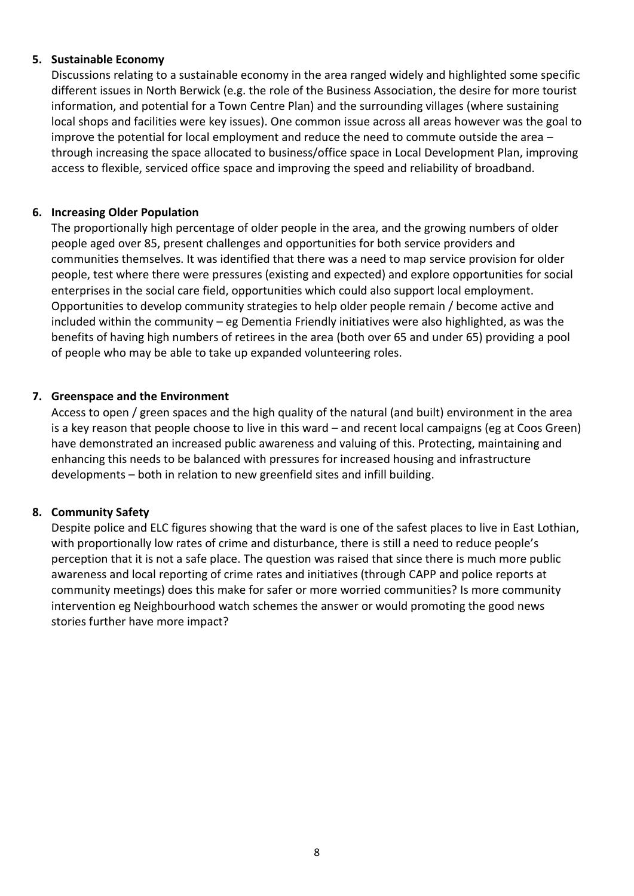5. **Sustainable Economy**

   Discussions relating to a sustainable economy in the area ranged widely and highlighted some specific different issues in North Berwick (e.g. the role of the Business Association, the desire for more tourist information, and potential for a Town Centre Plan) and the surrounding villages (where sustaining local shops and facilities were key issues). One common issue across all areas however was the goal to improve the potential for local employment and reduce the need to commute outside the area – through increasing the space allocated to business/office space in Local Development Plan, improving access to flexible, serviced office space and improving the speed and reliability of broadband.

6. **Increasing Older Population**

   The proportionally high percentage of older people in the area, and the growing numbers of older people aged over 85, present challenges and opportunities for both service providers and communities themselves. It was identified that there was a need to map service provision for older people, test where there were pressures (existing and expected) and explore opportunities for social enterprises in the social care field, opportunities which could also support local employment. Opportunities to develop community strategies to help older people remain / become active and included within the community – eg Dementia Friendly initiatives were also highlighted, as was the benefits of having high numbers of retirees in the area (both over 65 and under 65) providing a pool of people who may be able to take up expanded volunteering roles.

7. **Greenspace and the Environment**

   Access to open / green spaces and the high quality of the natural (and built) environment in the area is a key reason that people choose to live in this ward – and recent local campaigns (eg at Coos Green) have demonstrated an increased public awareness and valuing of this. Protecting, maintaining and enhancing this needs to be balanced with pressures for increased housing and infrastructure developments – both in relation to new greenfield sites and infill building.

8. **Community Safety**

   Despite police and ELC figures showing that the ward is one of the safest places to live in East Lothian, with proportionally low rates of crime and disturbance, there is still a need to reduce people's perception that it is not a safe place. The question was raised that since there is much more public awareness and local reporting of crime rates and initiatives (through CAPP and police reports at community meetings) does this make for safer or more worried communities? Is more community intervention eg Neighbourhood watch schemes the answer or would promoting the good news stories further have more impact?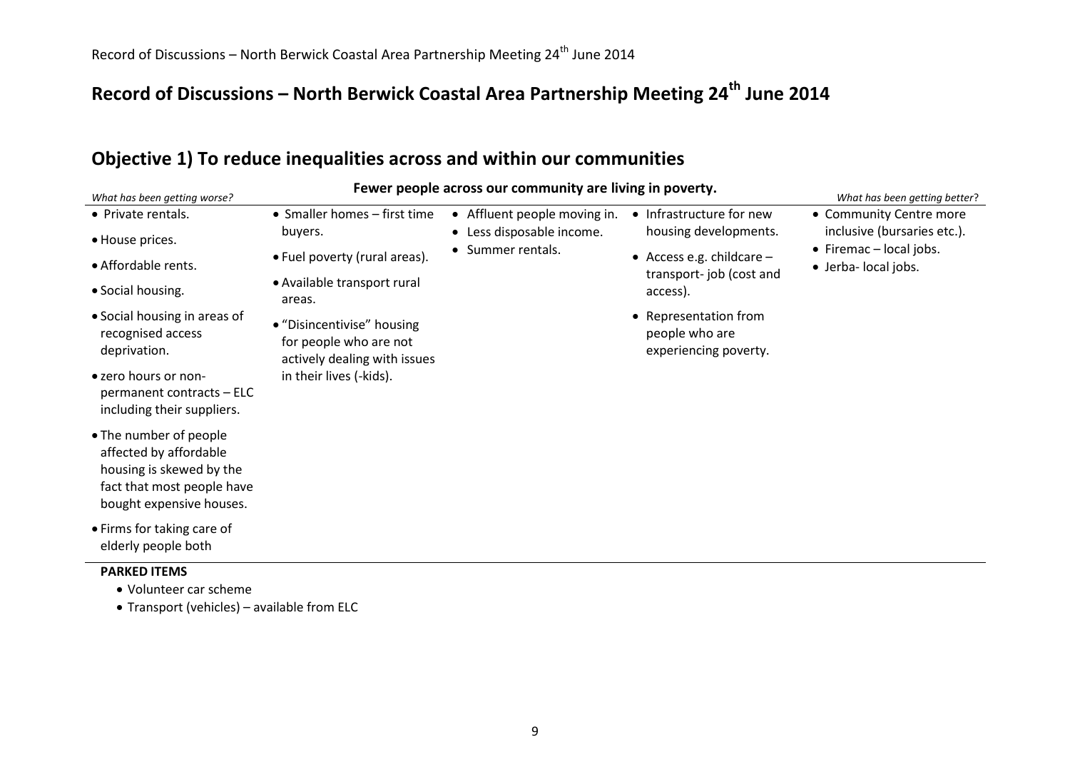# Record of Discussions – North Berwick Coastal Area Partnership Meeting 24th June 2014

## Objective 1) To reduce inequalities across and within our communities

**Fewer people across our community are living in poverty.**

*What has been getting worse?*

- Private rentals.
- House prices.
- Affordable rents.
- Social housing.
- Social housing in areas of recognised access deprivation.
- zero hours or non-permanent contracts – ELC including their suppliers.
- The number of people affected by affordable housing is skewed by the fact that most people have bought expensive houses.
- Firms for taking care of elderly people both
- Smaller homes – first time buyers.
- Fuel poverty (rural areas).
- Available transport rural areas.
- "Disincentivise" housing for people who are not actively dealing with issues in their lives (-kids).
- Affluent people moving in.
- Less disposable income.
- Summer rentals.
- Infrastructure for new housing developments.
- Access e.g. childcare – transport- job (cost and access).
- Representation from people who are experiencing poverty.

*What has been getting better?*

- Community Centre more inclusive (bursaries etc.).
- Firemac – local jobs.
- Jerba- local jobs.

**PARKED ITEMS**

- Volunteer car scheme
- Transport (vehicles) – available from ELC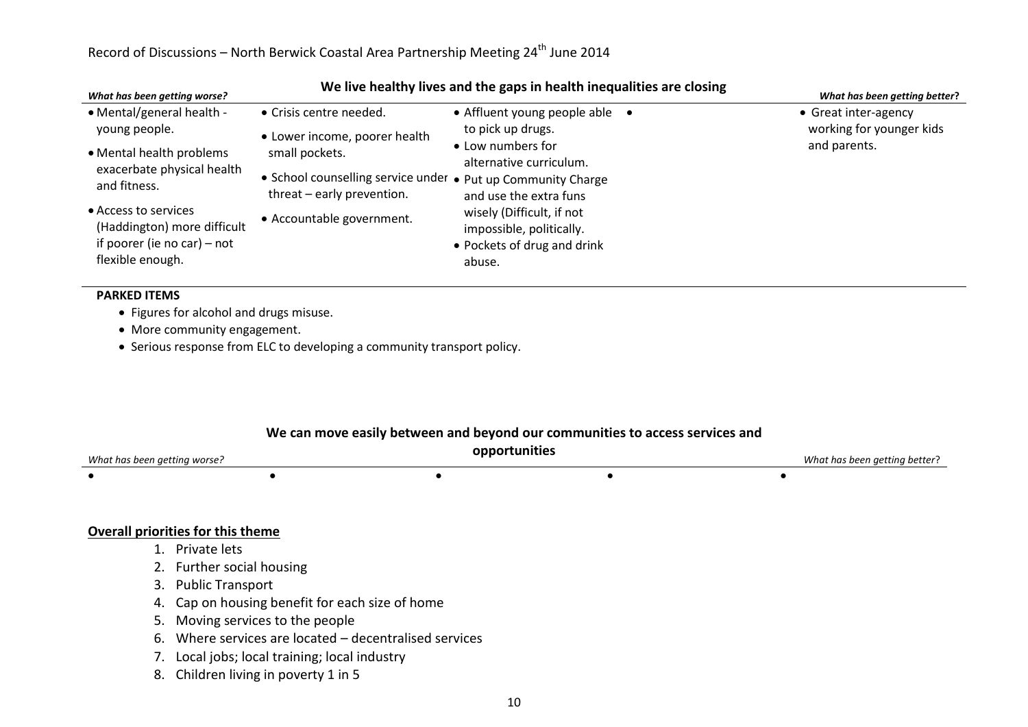Record of Discussions – North Berwick Coastal Area Partnership Meeting 24th June 2014

## We live healthy lives and the gaps in health inequalities are closing

| *What has been getting worse?* | | | | *What has been getting better?* |
|---|---|---|---|---|
| • Mental/general health - young people.<br>• Mental health problems exacerbate physical health and fitness.<br>• Access to services (Haddington) more difficult if poorer (ie no car) – not flexible enough. | • Crisis centre needed.<br>• Lower income, poorer health small pockets.<br>• School counselling service under threat – early prevention.<br>• Accountable government. | • Affluent young people able to pick up drugs.<br>• Low numbers for alternative curriculum.<br>• Put up Community Charge and use the extra funs wisely (Difficult, if not impossible, politically.<br>• Pockets of drug and drink abuse. | • | • Great inter-agency working for younger kids and parents. |

**PARKED ITEMS**

- Figures for alcohol and drugs misuse.
- More community engagement.
- Serious response from ELC to developing a community transport policy.

## We can move easily between and beyond our communities to access services and opportunities

| *What has been getting worse?* | | | | *What has been getting better?* |
|---|---|---|---|---|
| • | • | • | • | • |

**Overall priorities for this theme**

1. Private lets
2. Further social housing
3. Public Transport
4. Cap on housing benefit for each size of home
5. Moving services to the people
6. Where services are located – decentralised services
7. Local jobs; local training; local industry
8. Children living in poverty 1 in 5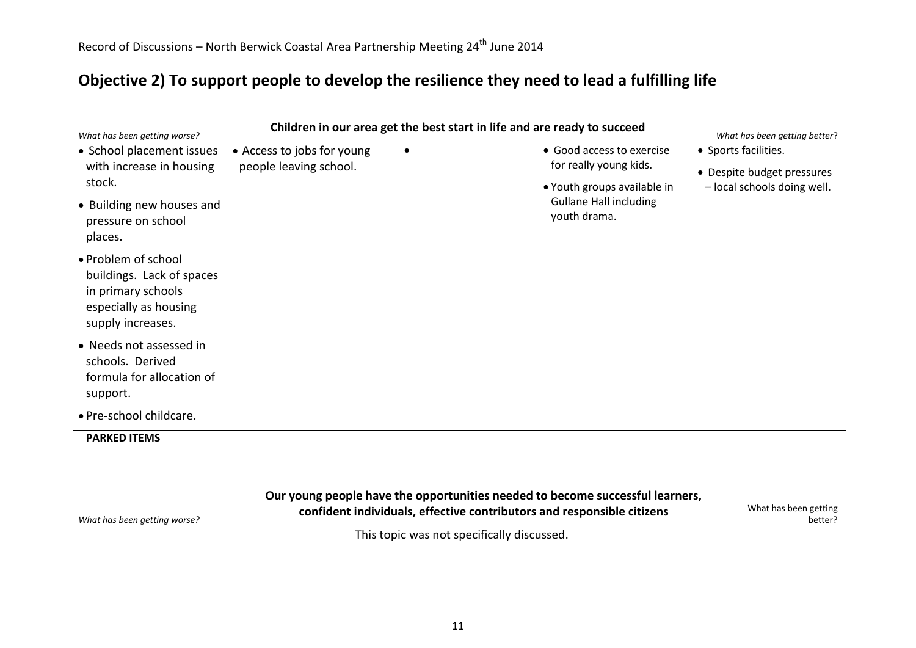Record of Discussions – North Berwick Coastal Area Partnership Meeting 24th June 2014

# Objective 2) To support people to develop the resilience they need to lead a fulfilling life

## Children in our area get the best start in life and are ready to succeed

| *What has been getting worse?* | | | | *What has been getting better?* |
|---|---|---|---|---|
| • School placement issues with increase in housing stock.<br>• Building new houses and pressure on school places.<br>• Problem of school buildings. Lack of spaces in primary schools especially as housing supply increases.<br>• Needs not assessed in schools. Derived formula for allocation of support.<br>• Pre-school childcare. | • Access to jobs for young people leaving school. | • | • Good access to exercise for really young kids.<br>• Youth groups available in Gullane Hall including youth drama. | • Sports facilities.<br>• Despite budget pressures – local schools doing well. |

**PARKED ITEMS**

## Our young people have the opportunities needed to become successful learners, confident individuals, effective contributors and responsible citizens

| *What has been getting worse?* | What has been getting better? |
|---|---|
| This topic was not specifically discussed. | |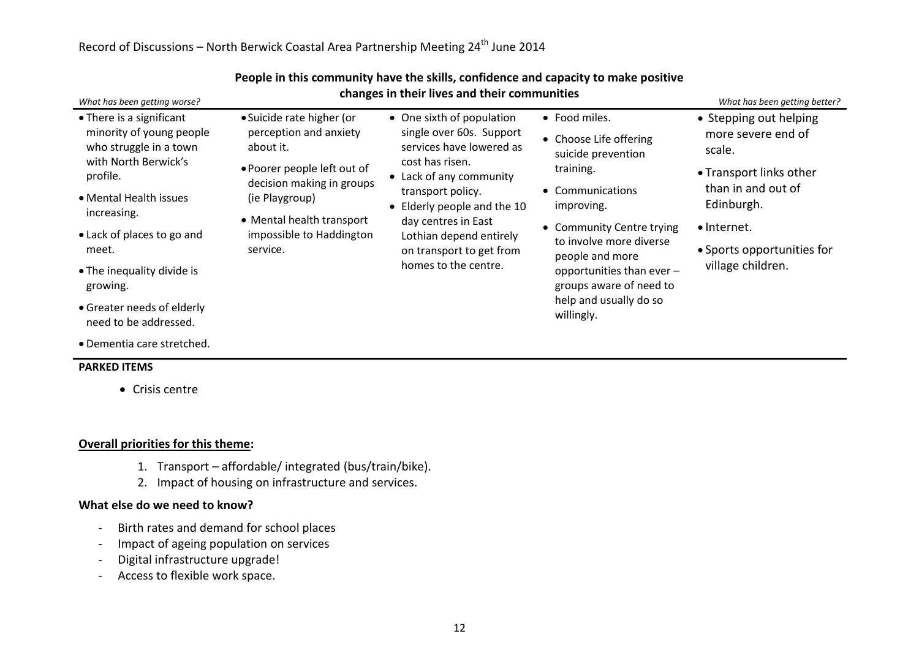Record of Discussions – North Berwick Coastal Area Partnership Meeting 24th June 2014

## People in this community have the skills, confidence and capacity to make positive changes in their lives and their communities

*What has been getting worse?*

- There is a significant minority of young people who struggle in a town with North Berwick's profile.
- Mental Health issues increasing.
- Lack of places to go and meet.
- The inequality divide is growing.
- Greater needs of elderly need to be addressed.
- Dementia care stretched.
- Suicide rate higher (or perception and anxiety about it.
- Poorer people left out of decision making in groups (ie Playgroup)
- Mental health transport impossible to Haddington service.
- One sixth of population single over 60s. Support services have lowered as cost has risen.
- Lack of any community transport policy.
- Elderly people and the 10 day centres in East Lothian depend entirely on transport to get from homes to the centre.

*What has been getting better?*

- Food miles.
- Choose Life offering suicide prevention training.
- Communications improving.
- Community Centre trying to involve more diverse people and more opportunities than ever – groups aware of need to help and usually do so willingly.
- Stepping out helping more severe end of scale.
- Transport links other than in and out of Edinburgh.
- Internet.
- Sports opportunities for village children.

**PARKED ITEMS**

- Crisis centre

**Overall priorities for this theme:**

1. Transport – affordable/ integrated (bus/train/bike).
2. Impact of housing on infrastructure and services.

**What else do we need to know?**

- Birth rates and demand for school places
- Impact of ageing population on services
- Digital infrastructure upgrade!
- Access to flexible work space.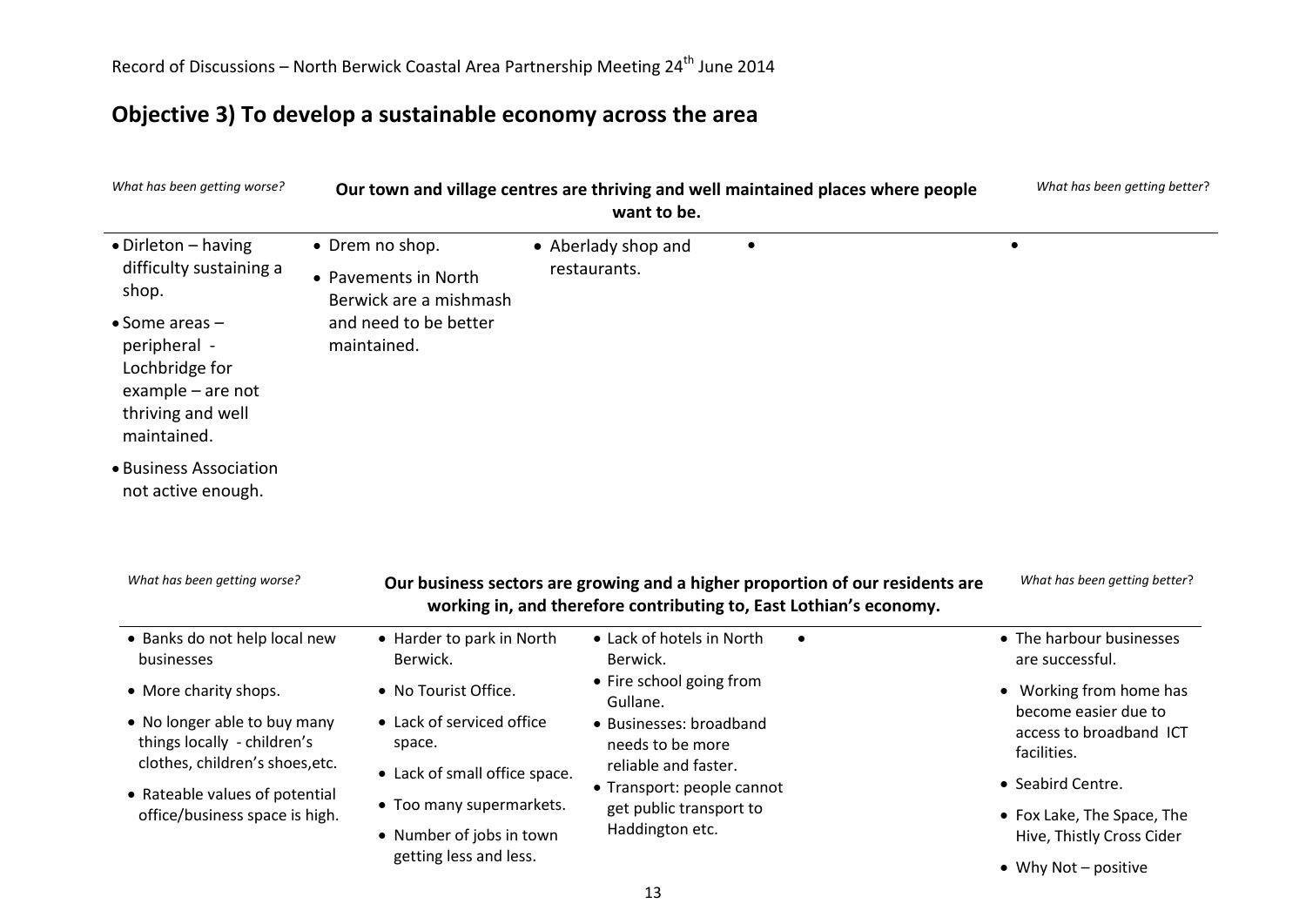Record of Discussions – North Berwick Coastal Area Partnership Meeting 24th June 2014

## Objective 3) To develop a sustainable economy across the area

| *What has been getting worse?* | **Our town and village centres are thriving and well maintained places where people want to be.** | | | *What has been getting better?* |
|---|---|---|---|---|
| • Dirleton – having difficulty sustaining a shop.<br>• Some areas – peripheral - Lochbridge for example – are not thriving and well maintained.<br>• Business Association not active enough. | • Drem no shop.<br>• Pavements in North Berwick are a mishmash and need to be better maintained. | • Aberlady shop and restaurants. | • | • |

| *What has been getting worse?* | **Our business sectors are growing and a higher proportion of our residents are working in, and therefore contributing to, East Lothian's economy.** | | | *What has been getting better?* |
|---|---|---|---|---|
| • Banks do not help local new businesses<br>• More charity shops.<br>• No longer able to buy many things locally - children's clothes, children's shoes,etc.<br>• Rateable values of potential office/business space is high. | • Harder to park in North Berwick.<br>• No Tourist Office.<br>• Lack of serviced office space.<br>• Lack of small office space.<br>• Too many supermarkets.<br>• Number of jobs in town getting less and less. | • Lack of hotels in North Berwick.<br>• Fire school going from Gullane.<br>• Businesses: broadband needs to be more reliable and faster.<br>• Transport: people cannot get public transport to Haddington etc. | • | • The harbour businesses are successful.<br>• Working from home has become easier due to access to broadband ICT facilities.<br>• Seabird Centre.<br>• Fox Lake, The Space, The Hive, Thistly Cross Cider<br>• Why Not – positive |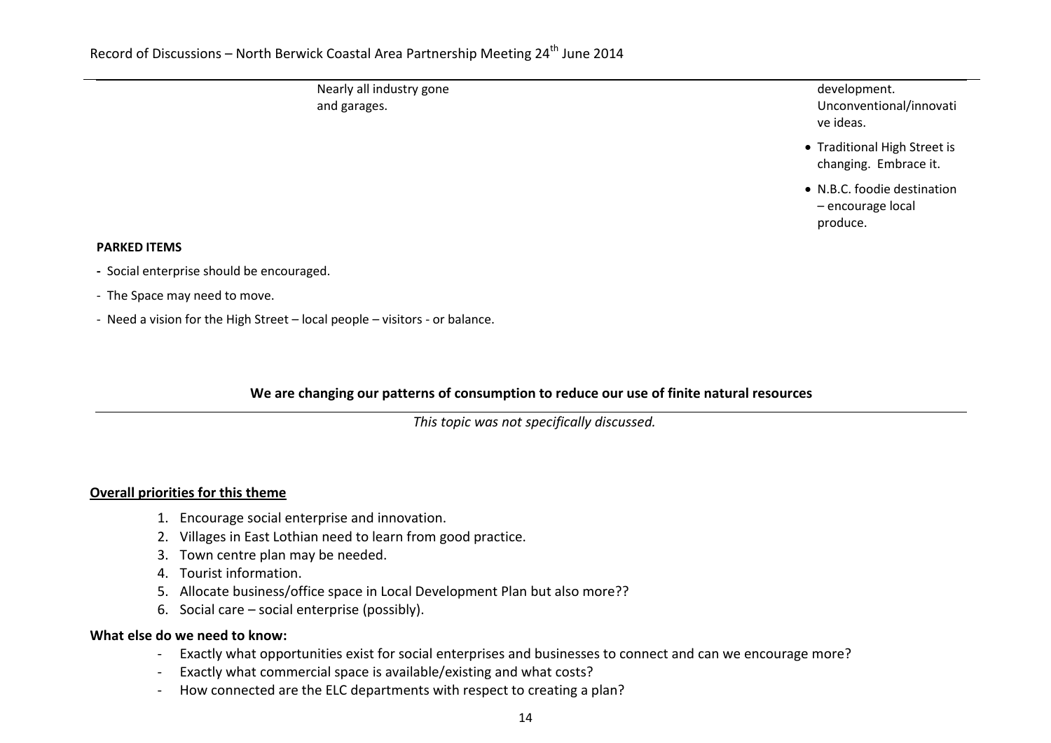| | | |
|---|---|---|
| | Nearly all industry gone and garages. | development. Unconventional/innovative ideas.<br>• Traditional High Street is changing. Embrace it.<br>• N.B.C. foodie destination – encourage local produce. |

**PARKED ITEMS**

- Social enterprise should be encouraged.
- The Space may need to move.
- Need a vision for the High Street – local people – visitors - or balance.

**We are changing our patterns of consumption to reduce our use of finite natural resources**

*This topic was not specifically discussed.*

**Overall priorities for this theme**

1. Encourage social enterprise and innovation.
2. Villages in East Lothian need to learn from good practice.
3. Town centre plan may be needed.
4. Tourist information.
5. Allocate business/office space in Local Development Plan but also more??
6. Social care – social enterprise (possibly).

**What else do we need to know:**

- Exactly what opportunities exist for social enterprises and businesses to connect and can we encourage more?
- Exactly what commercial space is available/existing and what costs?
- How connected are the ELC departments with respect to creating a plan?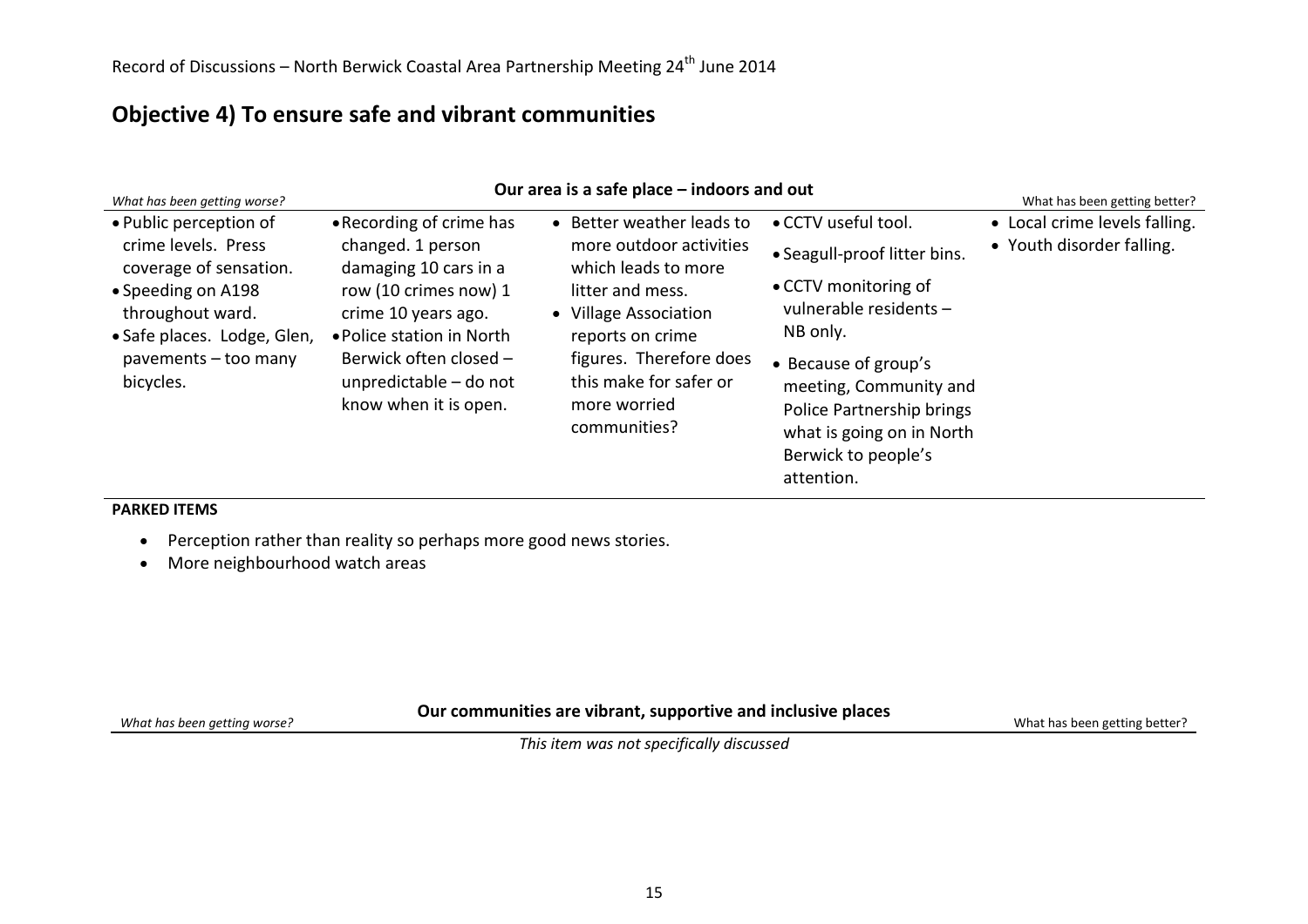Record of Discussions – North Berwick Coastal Area Partnership Meeting 24th June 2014

## Objective 4) To ensure safe and vibrant communities

### Our area is a safe place – indoors and out

*What has been getting worse?* — What has been getting better?

- Public perception of crime levels. Press coverage of sensation.
- Speeding on A198 throughout ward.
- Safe places. Lodge, Glen, pavements – too many bicycles.
- Recording of crime has changed. 1 person damaging 10 cars in a row (10 crimes now) 1 crime 10 years ago.
- Police station in North Berwick often closed – unpredictable – do not know when it is open.
- Better weather leads to more outdoor activities which leads to more litter and mess.
- Village Association reports on crime figures. Therefore does this make for safer or more worried communities?
- CCTV useful tool.
- Seagull-proof litter bins.
- CCTV monitoring of vulnerable residents – NB only.
- Because of group's meeting, Community and Police Partnership brings what is going on in North Berwick to people's attention.
- Local crime levels falling.
- Youth disorder falling.

**PARKED ITEMS**

- Perception rather than reality so perhaps more good news stories.
- More neighbourhood watch areas

### Our communities are vibrant, supportive and inclusive places

*What has been getting worse?* — What has been getting better?

*This item was not specifically discussed*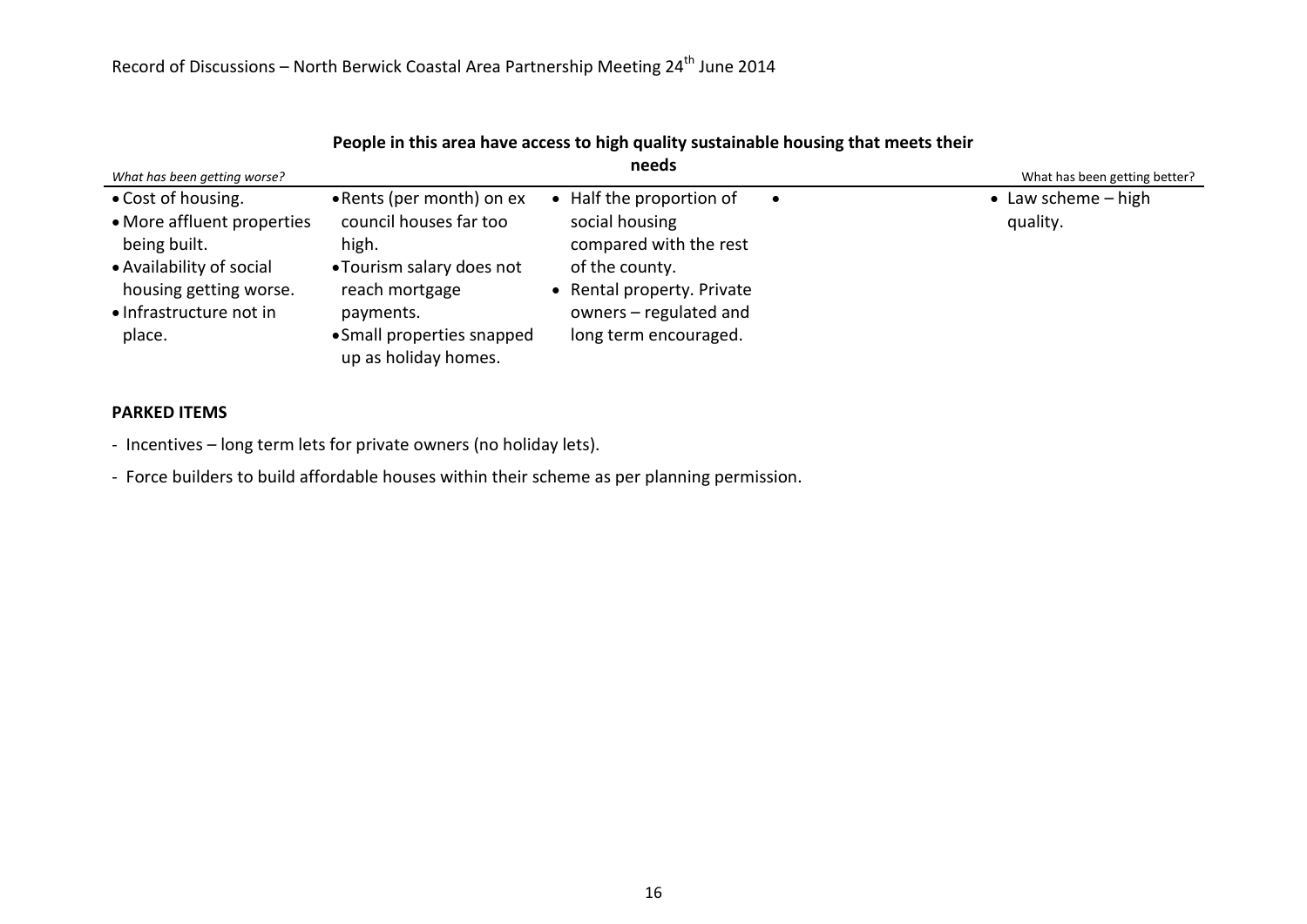Record of Discussions – North Berwick Coastal Area Partnership Meeting 24th June 2014

## People in this area have access to high quality sustainable housing that meets their needs

| *What has been getting worse?* | | | | What has been getting better? |
|---|---|---|---|---|
| • Cost of housing.<br>• More affluent properties being built.<br>• Availability of social housing getting worse.<br>• Infrastructure not in place. | • Rents (per month) on ex council houses far too high.<br>• Tourism salary does not reach mortgage payments.<br>• Small properties snapped up as holiday homes. | • Half the proportion of social housing compared with the rest of the county.<br>• Rental property. Private owners – regulated and long term encouraged. | • | • Law scheme – high quality. |

**PARKED ITEMS**

- Incentives – long term lets for private owners (no holiday lets).
- Force builders to build affordable houses within their scheme as per planning permission.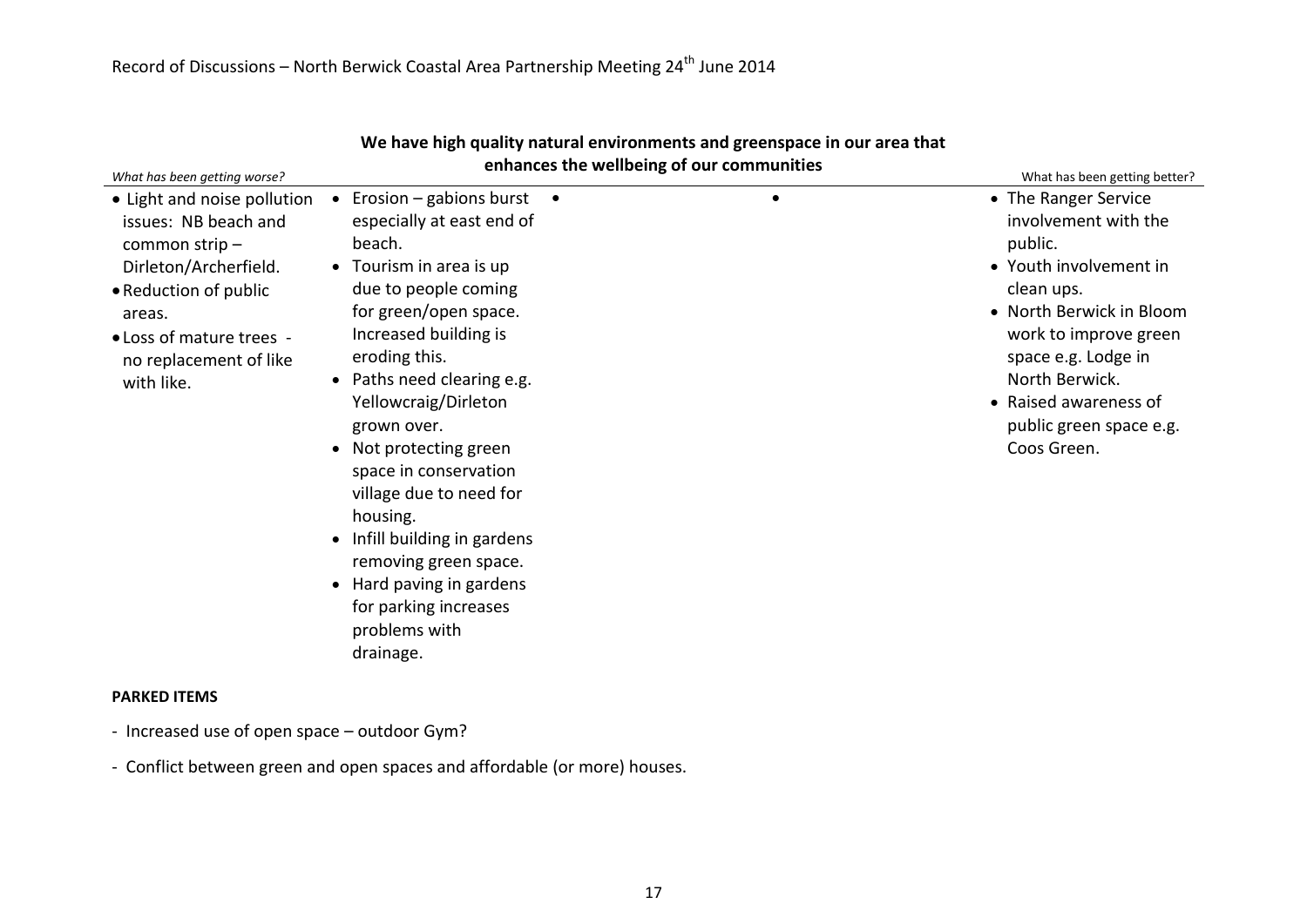Record of Discussions – North Berwick Coastal Area Partnership Meeting 24th June 2014

## We have high quality natural environments and greenspace in our area that enhances the wellbeing of our communities

| *What has been getting worse?* | | | | What has been getting better? |
|---|---|---|---|---|
| • Light and noise pollution issues: NB beach and common strip – Dirleton/Archerfield.<br>• Reduction of public areas.<br>• Loss of mature trees - no replacement of like with like. | • Erosion – gabions burst especially at east end of beach.<br>• Tourism in area is up due to people coming for green/open space. Increased building is eroding this.<br>• Paths need clearing e.g. Yellowcraig/Dirleton grown over.<br>• Not protecting green space in conservation village due to need for housing.<br>• Infill building in gardens removing green space.<br>• Hard paving in gardens for parking increases problems with drainage. | • | • | • The Ranger Service involvement with the public.<br>• Youth involvement in clean ups.<br>• North Berwick in Bloom work to improve green space e.g. Lodge in North Berwick.<br>• Raised awareness of public green space e.g. Coos Green. |

**PARKED ITEMS**

- Increased use of open space – outdoor Gym?
- Conflict between green and open spaces and affordable (or more) houses.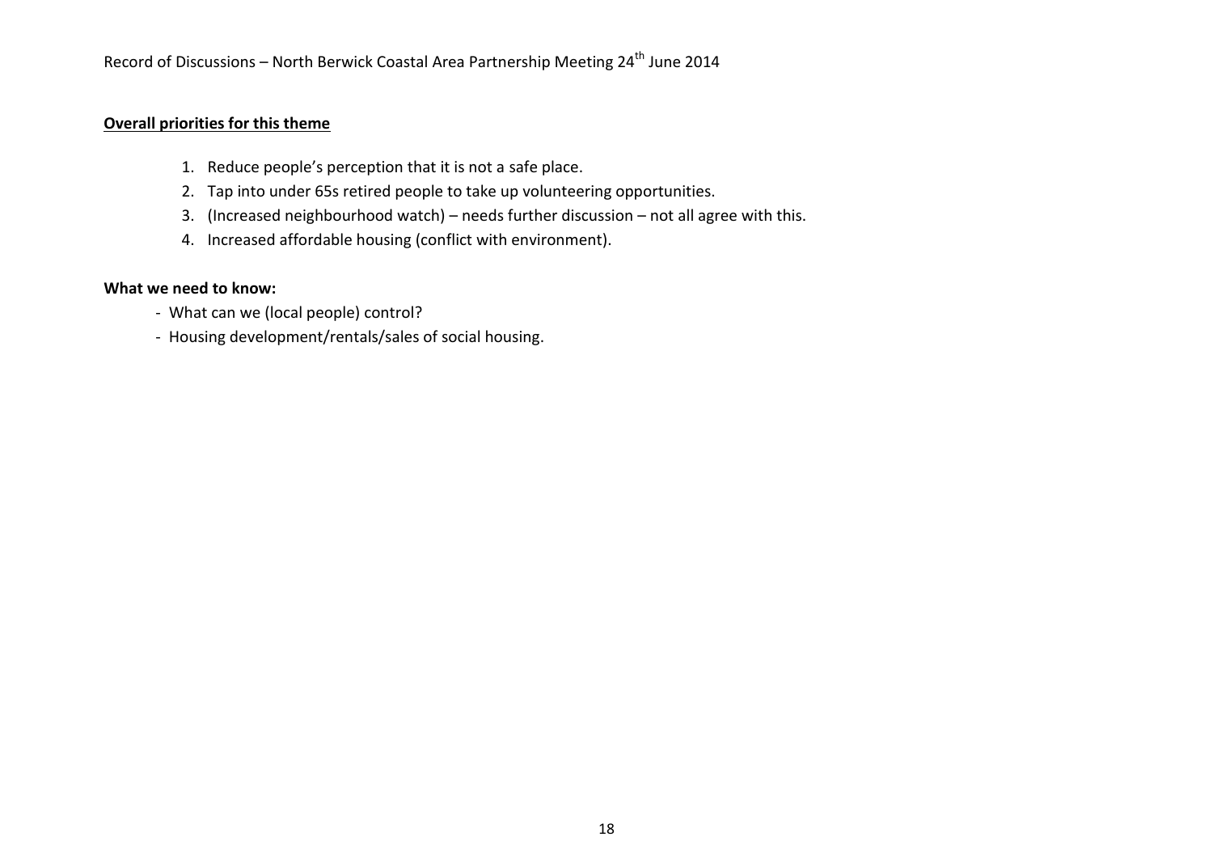**Overall priorities for this theme**

1. Reduce people's perception that it is not a safe place.
2. Tap into under 65s retired people to take up volunteering opportunities.
3. (Increased neighbourhood watch) – needs further discussion – not all agree with this.
4. Increased affordable housing (conflict with environment).

**What we need to know:**

- What can we (local people) control?
- Housing development/rentals/sales of social housing.